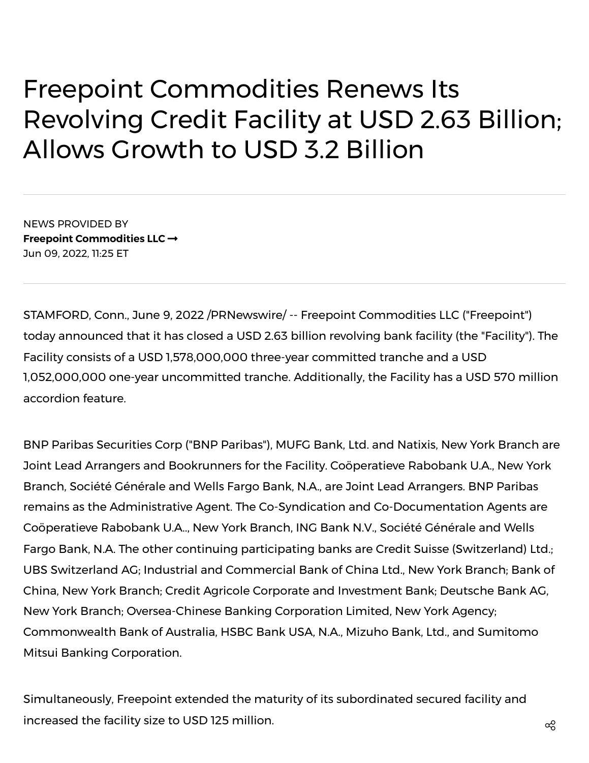# Freepoint Commodities Renews Its Revolving Credit Facility at USD 2.63 Billion; Allows Growth to USD 3.2 Billion

NEWS PROVIDED BY

**Freepoint Commodities LLC →**

Jun 09, 2022, 11:25 ET

STAMFORD, Conn., June 9, 2022 /PRNewswire/ -- Freepoint Commodities LLC ("Freepoint") today announced that it has closed a USD 2.63 billion revolving bank facility (the "Facility"). The Facility consists of a USD 1,578,000,000 three-year committed tranche and a USD 1,052,000,000 one-year uncommitted tranche. Additionally, the Facility has a USD 570 million accordion feature.

BNP Paribas Securities Corp ("BNP Paribas"), MUFG Bank, Ltd. and Natixis, New York Branch are Joint Lead Arrangers and Bookrunners for the Facility. Coöperatieve Rabobank U.A., New York Branch, Société Générale and Wells Fargo Bank, N.A., are Joint Lead Arrangers. BNP Paribas remains as the Administrative Agent. The Co-Syndication and Co-Documentation Agents are Coöperatieve Rabobank U.A.., New York Branch, ING Bank N.V., Société Générale and Wells Fargo Bank, N.A. The other continuing participating banks are Credit Suisse (Switzerland) Ltd.; UBS Switzerland AG; Industrial and Commercial Bank of China Ltd., New York Branch; Bank of China, New York Branch; Credit Agricole Corporate and Investment Bank; Deutsche Bank AG, New York Branch; Oversea-Chinese Banking Corporation Limited, New York Agency; Commonwealth Bank of Australia, HSBC Bank USA, N.A., Mizuho Bank, Ltd., and Sumitomo Mitsui Banking Corporation.

Simultaneously, Freepoint extended the maturity of its subordinated secured facility and increased the facility size to USD 125 million.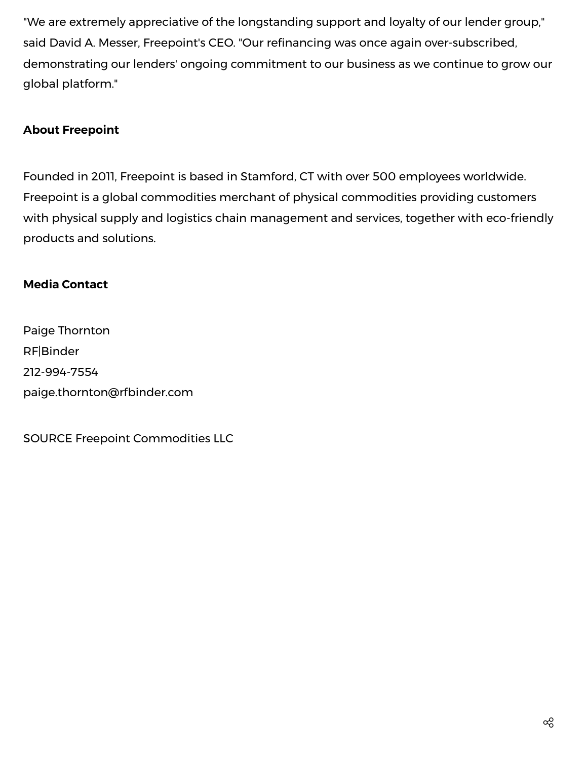"We are extremely appreciative of the longstanding support and loyalty of our lender group," said David A. Messer, Freepoint's CEO. "Our refinancing was once again over-subscribed, demonstrating our lenders' ongoing commitment to our business as we continue to grow our global platform."

**About Freepoint**

Founded in 2011, Freepoint is based in Stamford, CT with over 500 employees worldwide. Freepoint is a global commodities merchant of physical commodities providing customers with physical supply and logistics chain management and services, together with eco-friendly products and solutions.

**Media Contact**

Paige Thornton
RF|Binder
212-994-7554
paige.thornton@rfbinder.com

SOURCE Freepoint Commodities LLC